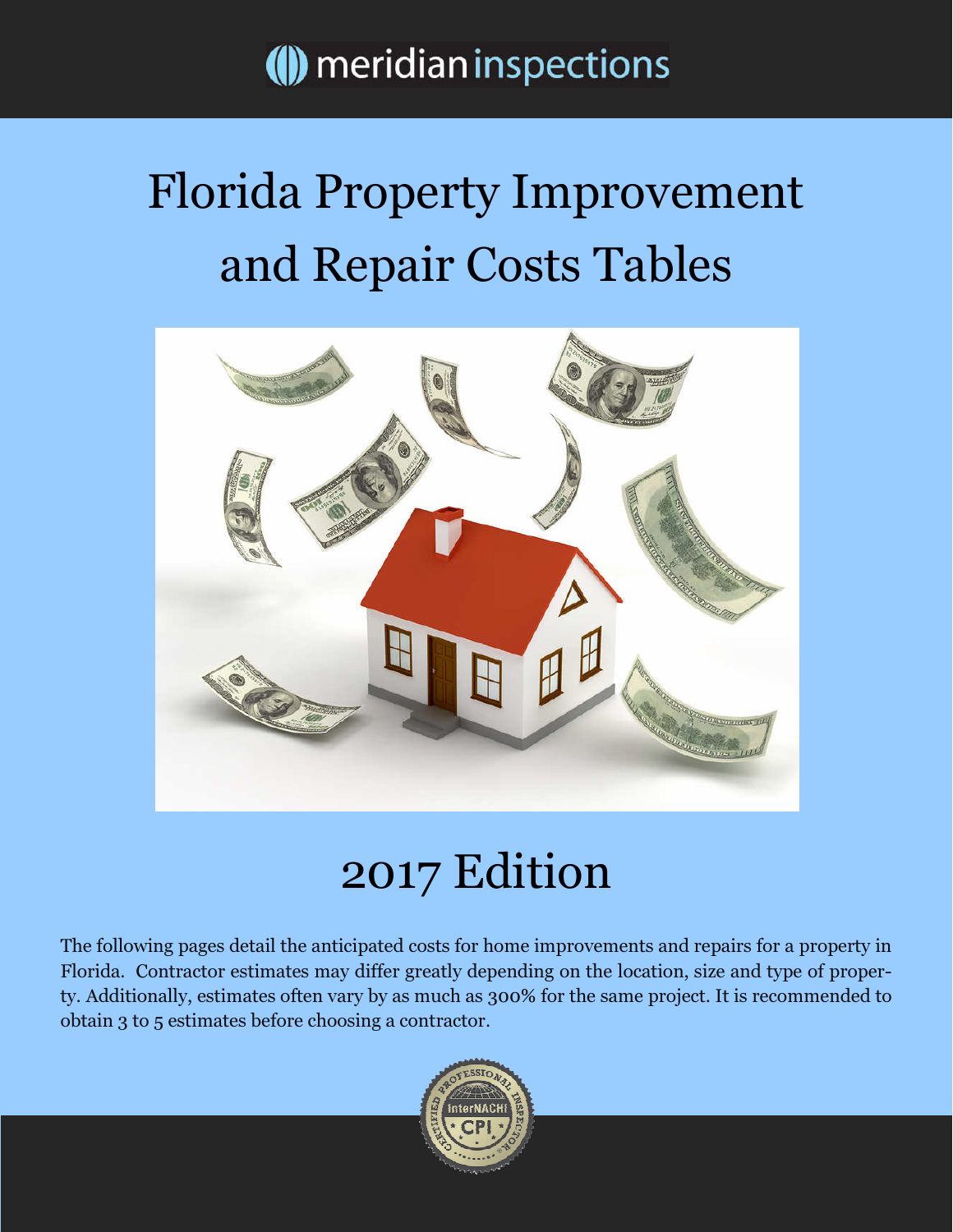meridian inspections

# Florida Property Improvement and Repair Costs Tables

## 2017 Edition

The following pages detail the anticipated costs for home improvements and repairs for a property in Florida. Contractor estimates may differ greatly depending on the location, size and type of property. Additionally, estimates often vary by as much as 300% for the same project. It is recommended to obtain 3 to 5 estimates before choosing a contractor.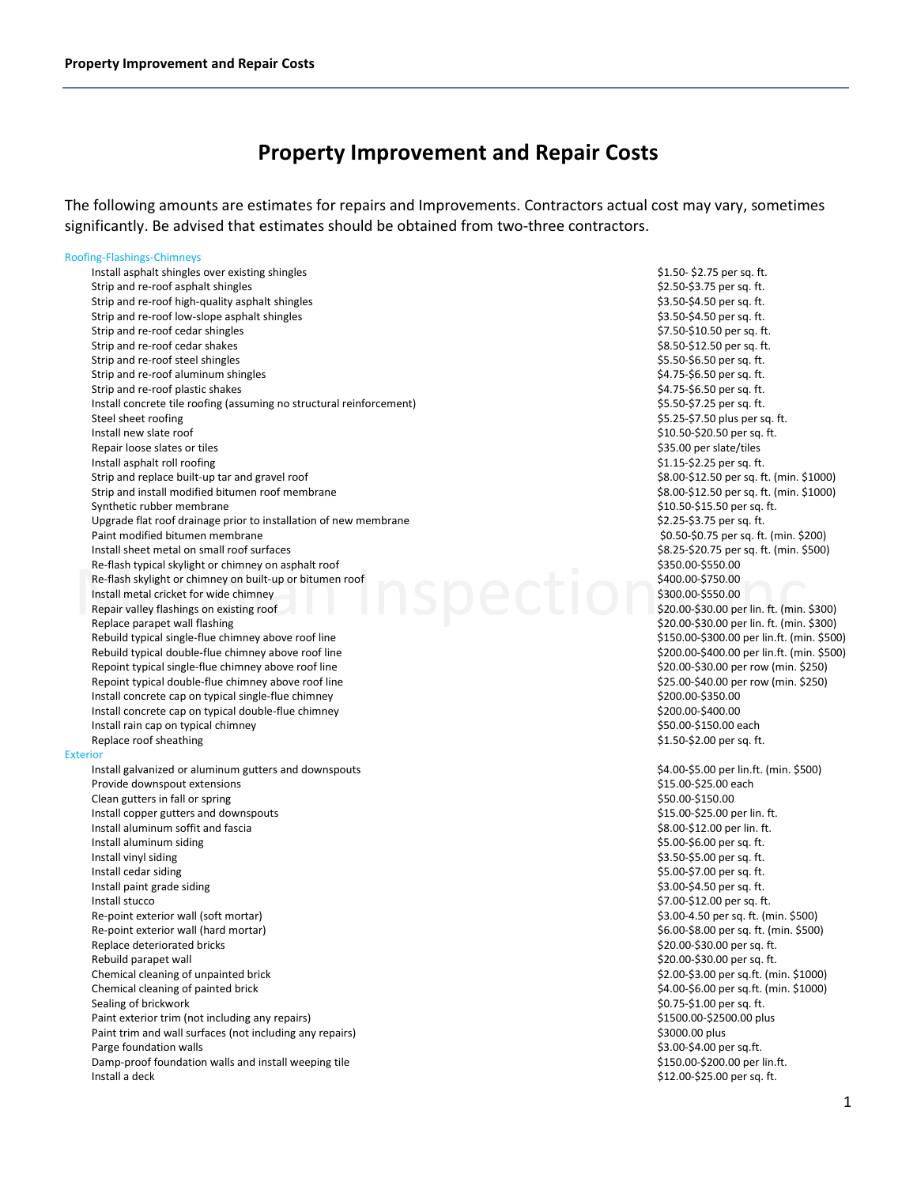# Property Improvement and Repair Costs

The following amounts are estimates for repairs and Improvements. Contractors actual cost may vary, sometimes significantly. Be advised that estimates should be obtained from two-three contractors.

### Roofing-Flashings-Chimneys

| Item | Cost |
|---|---|
| Install asphalt shingles over existing shingles | $1.50- $2.75 per sq. ft. |
| Strip and re-roof asphalt shingles | $2.50-$3.75 per sq. ft. |
| Strip and re-roof high-quality asphalt shingles | $3.50-$4.50 per sq. ft. |
| Strip and re-roof low-slope asphalt shingles | $3.50-$4.50 per sq. ft. |
| Strip and re-roof cedar shingles | $7.50-$10.50 per sq. ft. |
| Strip and re-roof cedar shakes | $8.50-$12.50 per sq. ft. |
| Strip and re-roof steel shingles | $5.50-$6.50 per sq. ft. |
| Strip and re-roof aluminum shingles | $4.75-$6.50 per sq. ft. |
| Strip and re-roof plastic shakes | $4.75-$6.50 per sq. ft. |
| Install concrete tile roofing (assuming no structural reinforcement) | $5.50-$7.25 per sq. ft. |
| Steel sheet roofing | $5.25-$7.50 plus per sq. ft. |
| Install new slate roof | $10.50-$20.50 per sq. ft. |
| Repair loose slates or tiles | $35.00 per slate/tiles |
| Install asphalt roll roofing | $1.15-$2.25 per sq. ft. |
| Strip and replace built-up tar and gravel roof | $8.00-$12.50 per sq. ft. (min. $1000) |
| Strip and install modified bitumen roof membrane | $8.00-$12.50 per sq. ft. (min. $1000) |
| Synthetic rubber membrane | $10.50-$15.50 per sq. ft. |
| Upgrade flat roof drainage prior to installation of new membrane | $2.25-$3.75 per sq. ft. |
| Paint modified bitumen membrane | $0.50-$0.75 per sq. ft. (min. $200) |
| Install sheet metal on small roof surfaces | $8.25-$20.75 per sq. ft. (min. $500) |
| Re-flash typical skylight or chimney on asphalt roof | $350.00-$550.00 |
| Re-flash skylight or chimney on built-up or bitumen roof | $400.00-$750.00 |
| Install metal cricket for wide chimney | $300.00-$550.00 |
| Repair valley flashings on existing roof | $20.00-$30.00 per lin. ft. (min. $300) |
| Replace parapet wall flashing | $20.00-$30.00 per lin. ft. (min. $300) |
| Rebuild typical single-flue chimney above roof line | $150.00-$300.00 per lin.ft. (min. $500) |
| Rebuild typical double-flue chimney above roof line | $200.00-$400.00 per lin.ft. (min. $500) |
| Repoint typical single-flue chimney above roof line | $20.00-$30.00 per row (min. $250) |
| Repoint typical double-flue chimney above roof line | $25.00-$40.00 per row (min. $250) |
| Install concrete cap on typical single-flue chimney | $200.00-$350.00 |
| Install concrete cap on typical double-flue chimney | $200.00-$400.00 |
| Install rain cap on typical chimney | $50.00-$150.00 each |
| Replace roof sheathing | $1.50-$2.00 per sq. ft. |

### Exterior

| Item | Cost |
|---|---|
| Install galvanized or aluminum gutters and downspouts | $4.00-$5.00 per lin.ft. (min. $500) |
| Provide downspout extensions | $15.00-$25.00 each |
| Clean gutters in fall or spring | $50.00-$150.00 |
| Install copper gutters and downspouts | $15.00-$25.00 per lin. ft. |
| Install aluminum soffit and fascia | $8.00-$12.00 per lin. ft. |
| Install aluminum siding | $5.00-$6.00 per sq. ft. |
| Install vinyl siding | $3.50-$5.00 per sq. ft. |
| Install cedar siding | $5.00-$7.00 per sq. ft. |
| Install paint grade siding | $3.00-$4.50 per sq. ft. |
| Install stucco | $7.00-$12.00 per sq. ft. |
| Re-point exterior wall (soft mortar) | $3.00-4.50 per sq. ft. (min. $500) |
| Re-point exterior wall (hard mortar) | $6.00-$8.00 per sq. ft. (min. $500) |
| Replace deteriorated bricks | $20.00-$30.00 per sq. ft. |
| Rebuild parapet wall | $20.00-$30.00 per sq. ft. |
| Chemical cleaning of unpainted brick | $2.00-$3.00 per sq.ft. (min. $1000) |
| Chemical cleaning of painted brick | $4.00-$6.00 per sq.ft. (min. $1000) |
| Sealing of brickwork | $0.75-$1.00 per sq. ft. |
| Paint exterior trim (not including any repairs) | $1500.00-$2500.00 plus |
| Paint trim and wall surfaces (not including any repairs) | $3000.00 plus |
| Parge foundation walls | $3.00-$4.00 per sq.ft. |
| Damp-proof foundation walls and install weeping tile | $150.00-$200.00 per lin.ft. |
| Install a deck | $12.00-$25.00 per sq. ft. |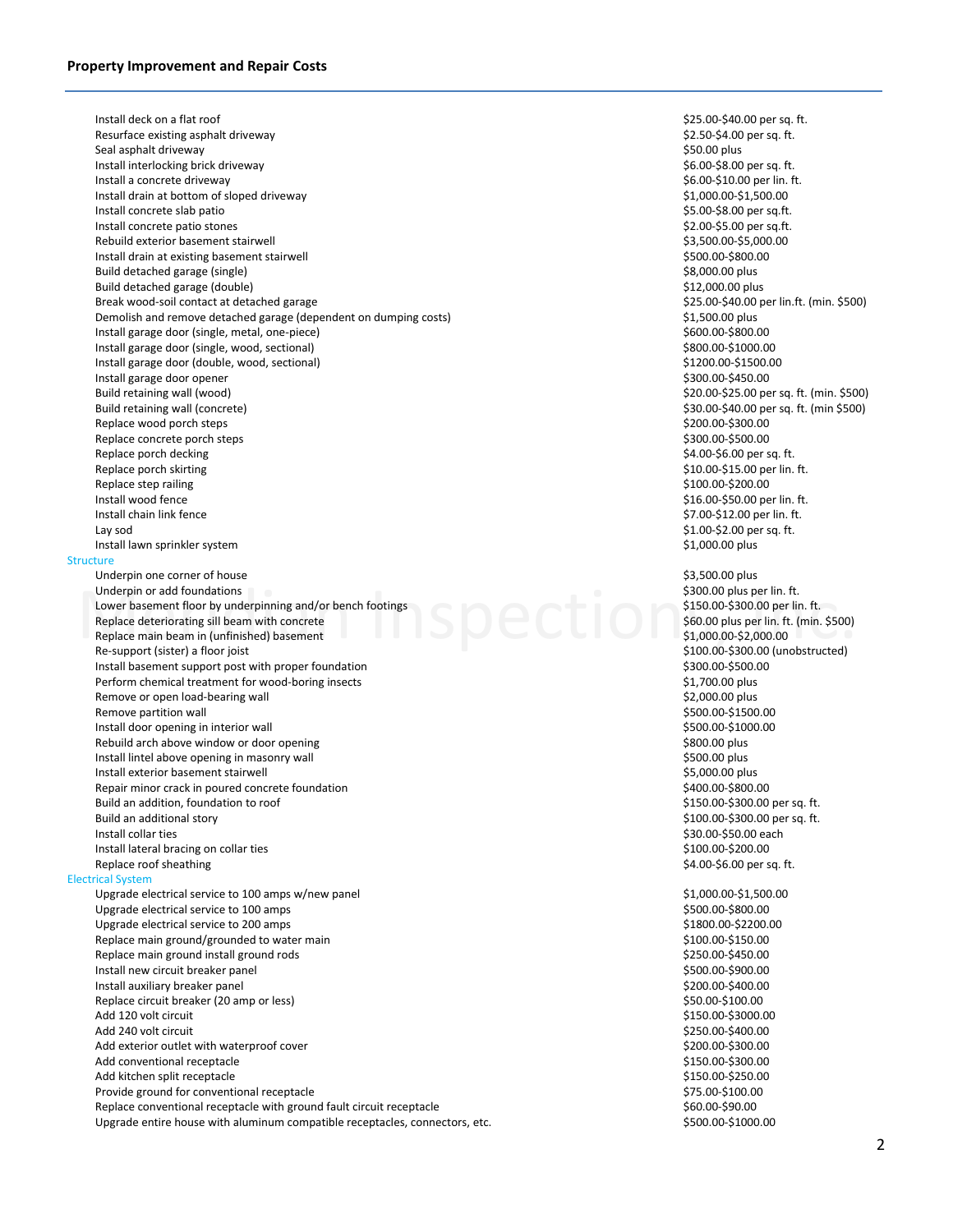| Item | Cost |
|---|---|
| Install deck on a flat roof | $25.00-$40.00 per sq. ft. |
| Resurface existing asphalt driveway | $2.50-$4.00 per sq. ft. |
| Seal asphalt driveway | $50.00 plus |
| Install interlocking brick driveway | $6.00-$8.00 per sq. ft. |
| Install a concrete driveway | $6.00-$10.00 per lin. ft. |
| Install drain at bottom of sloped driveway | $1,000.00-$1,500.00 |
| Install concrete slab patio | $5.00-$8.00 per sq.ft. |
| Install concrete patio stones | $2.00-$5.00 per sq.ft. |
| Rebuild exterior basement stairwell | $3,500.00-$5,000.00 |
| Install drain at existing basement stairwell | $500.00-$800.00 |
| Build detached garage (single) | $8,000.00 plus |
| Build detached garage (double) | $12,000.00 plus |
| Break wood-soil contact at detached garage | $25.00-$40.00 per lin.ft. (min. $500) |
| Demolish and remove detached garage (dependent on dumping costs) | $1,500.00 plus |
| Install garage door (single, metal, one-piece) | $600.00-$800.00 |
| Install garage door (single, wood, sectional) | $800.00-$1000.00 |
| Install garage door (double, wood, sectional) | $1200.00-$1500.00 |
| Install garage door opener | $300.00-$450.00 |
| Build retaining wall (wood) | $20.00-$25.00 per sq. ft. (min. $500) |
| Build retaining wall (concrete) | $30.00-$40.00 per sq. ft. (min $500) |
| Replace wood porch steps | $200.00-$300.00 |
| Replace concrete porch steps | $300.00-$500.00 |
| Replace porch decking | $4.00-$6.00 per sq. ft. |
| Replace porch skirting | $10.00-$15.00 per lin. ft. |
| Replace step railing | $100.00-$200.00 |
| Install wood fence | $16.00-$50.00 per lin. ft. |
| Install chain link fence | $7.00-$12.00 per lin. ft. |
| Lay sod | $1.00-$2.00 per sq. ft. |
| Install lawn sprinkler system | $1,000.00 plus |

## Structure

| Item | Cost |
|---|---|
| Underpin one corner of house | $3,500.00 plus |
| Underpin or add foundations | $300.00 plus per lin. ft. |
| Lower basement floor by underpinning and/or bench footings | $150.00-$300.00 per lin. ft. |
| Replace deteriorating sill beam with concrete | $60.00 plus per lin. ft. (min. $500) |
| Replace main beam in (unfinished) basement | $1,000.00-$2,000.00 |
| Re-support (sister) a floor joist | $100.00-$300.00 (unobstructed) |
| Install basement support post with proper foundation | $300.00-$500.00 |
| Perform chemical treatment for wood-boring insects | $1,700.00 plus |
| Remove or open load-bearing wall | $2,000.00 plus |
| Remove partition wall | $500.00-$1500.00 |
| Install door opening in interior wall | $500.00-$1000.00 |
| Rebuild arch above window or door opening | $800.00 plus |
| Install lintel above opening in masonry wall | $500.00 plus |
| Install exterior basement stairwell | $5,000.00 plus |
| Repair minor crack in poured concrete foundation | $400.00-$800.00 |
| Build an addition, foundation to roof | $150.00-$300.00 per sq. ft. |
| Build an additional story | $100.00-$300.00 per sq. ft. |
| Install collar ties | $30.00-$50.00 each |
| Install lateral bracing on collar ties | $100.00-$200.00 |
| Replace roof sheathing | $4.00-$6.00 per sq. ft. |

## Electrical System

| Item | Cost |
|---|---|
| Upgrade electrical service to 100 amps w/new panel | $1,000.00-$1,500.00 |
| Upgrade electrical service to 100 amps | $500.00-$800.00 |
| Upgrade electrical service to 200 amps | $1800.00-$2200.00 |
| Replace main ground/grounded to water main | $100.00-$150.00 |
| Replace main ground install ground rods | $250.00-$450.00 |
| Install new circuit breaker panel | $500.00-$900.00 |
| Install auxiliary breaker panel | $200.00-$400.00 |
| Replace circuit breaker (20 amp or less) | $50.00-$100.00 |
| Add 120 volt circuit | $150.00-$3000.00 |
| Add 240 volt circuit | $250.00-$400.00 |
| Add exterior outlet with waterproof cover | $200.00-$300.00 |
| Add conventional receptacle | $150.00-$300.00 |
| Add kitchen split receptacle | $150.00-$250.00 |
| Provide ground for conventional receptacle | $75.00-$100.00 |
| Replace conventional receptacle with ground fault circuit receptacle | $60.00-$90.00 |
| Upgrade entire house with aluminum compatible receptacles, connectors, etc. | $500.00-$1000.00 |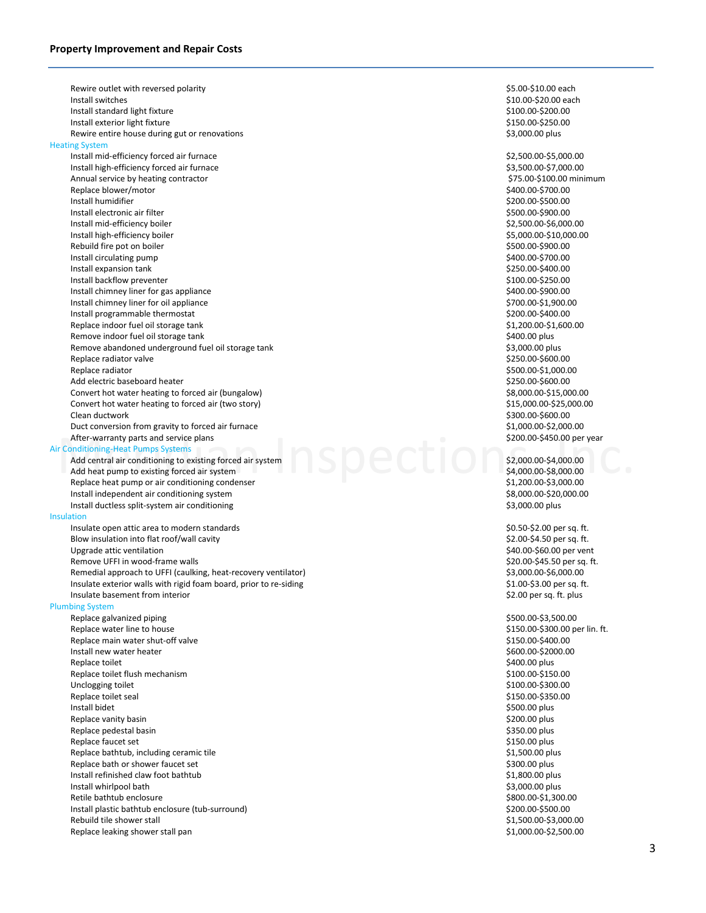| | |
|---|---|
| Rewire outlet with reversed polarity | $5.00-$10.00 each |
| Install switches | $10.00-$20.00 each |
| Install standard light fixture | $100.00-$200.00 |
| Install exterior light fixture | $150.00-$250.00 |
| Rewire entire house during gut or renovations | $3,000.00 plus |

### Heating System

| | |
|---|---|
| Install mid-efficiency forced air furnace | $2,500.00-$5,000.00 |
| Install high-efficiency forced air furnace | $3,500.00-$7,000.00 |
| Annual service by heating contractor | $75.00-$100.00 minimum |
| Replace blower/motor | $400.00-$700.00 |
| Install humidifier | $200.00-$500.00 |
| Install electronic air filter | $500.00-$900.00 |
| Install mid-efficiency boiler | $2,500.00-$6,000.00 |
| Install high-efficiency boiler | $5,000.00-$10,000.00 |
| Rebuild fire pot on boiler | $500.00-$900.00 |
| Install circulating pump | $400.00-$700.00 |
| Install expansion tank | $250.00-$400.00 |
| Install backflow preventer | $100.00-$250.00 |
| Install chimney liner for gas appliance | $400.00-$900.00 |
| Install chimney liner for oil appliance | $700.00-$1,900.00 |
| Install programmable thermostat | $200.00-$400.00 |
| Replace indoor fuel oil storage tank | $1,200.00-$1,600.00 |
| Remove indoor fuel oil storage tank | $400.00 plus |
| Remove abandoned underground fuel oil storage tank | $3,000.00 plus |
| Replace radiator valve | $250.00-$600.00 |
| Replace radiator | $500.00-$1,000.00 |
| Add electric baseboard heater | $250.00-$600.00 |
| Convert hot water heating to forced air (bungalow) | $8,000.00-$15,000.00 |
| Convert hot water heating to forced air (two story) | $15,000.00-$25,000.00 |
| Clean ductwork | $300.00-$600.00 |
| Duct conversion from gravity to forced air furnace | $1,000.00-$2,000.00 |
| After-warranty parts and service plans | $200.00-$450.00 per year |

### Air Conditioning-Heat Pumps Systems

| | |
|---|---|
| Add central air conditioning to existing forced air system | $2,000.00-$4,000.00 |
| Add heat pump to existing forced air system | $4,000.00-$8,000.00 |
| Replace heat pump or air conditioning condenser | $1,200.00-$3,000.00 |
| Install independent air conditioning system | $8,000.00-$20,000.00 |
| Install ductless split-system air conditioning | $3,000.00 plus |

### Insulation

| | |
|---|---|
| Insulate open attic area to modern standards | $0.50-$2.00 per sq. ft. |
| Blow insulation into flat roof/wall cavity | $2.00-$4.50 per sq. ft. |
| Upgrade attic ventilation | $40.00-$60.00 per vent |
| Remove UFFI in wood-frame walls | $20.00-$45.50 per sq. ft. |
| Remedial approach to UFFI (caulking, heat-recovery ventilator) | $3,000.00-$6,000.00 |
| Insulate exterior walls with rigid foam board, prior to re-siding | $1.00-$3.00 per sq. ft. |
| Insulate basement from interior | $2.00 per sq. ft. plus |

### Plumbing System

| | |
|---|---|
| Replace galvanized piping | $500.00-$3,500.00 |
| Replace water line to house | $150.00-$300.00 per lin. ft. |
| Replace main water shut-off valve | $150.00-$400.00 |
| Install new water heater | $600.00-$2000.00 |
| Replace toilet | $400.00 plus |
| Replace toilet flush mechanism | $100.00-$150.00 |
| Unclogging toilet | $100.00-$300.00 |
| Replace toilet seal | $150.00-$350.00 |
| Install bidet | $500.00 plus |
| Replace vanity basin | $200.00 plus |
| Replace pedestal basin | $350.00 plus |
| Replace faucet set | $150.00 plus |
| Replace bathtub, including ceramic tile | $1,500.00 plus |
| Replace bath or shower faucet set | $300.00 plus |
| Install refinished claw foot bathtub | $1,800.00 plus |
| Install whirlpool bath | $3,000.00 plus |
| Retile bathtub enclosure | $800.00-$1,300.00 |
| Install plastic bathtub enclosure (tub-surround) | $200.00-$500.00 |
| Rebuild tile shower stall | $1,500.00-$3,000.00 |
| Replace leaking shower stall pan | $1,000.00-$2,500.00 |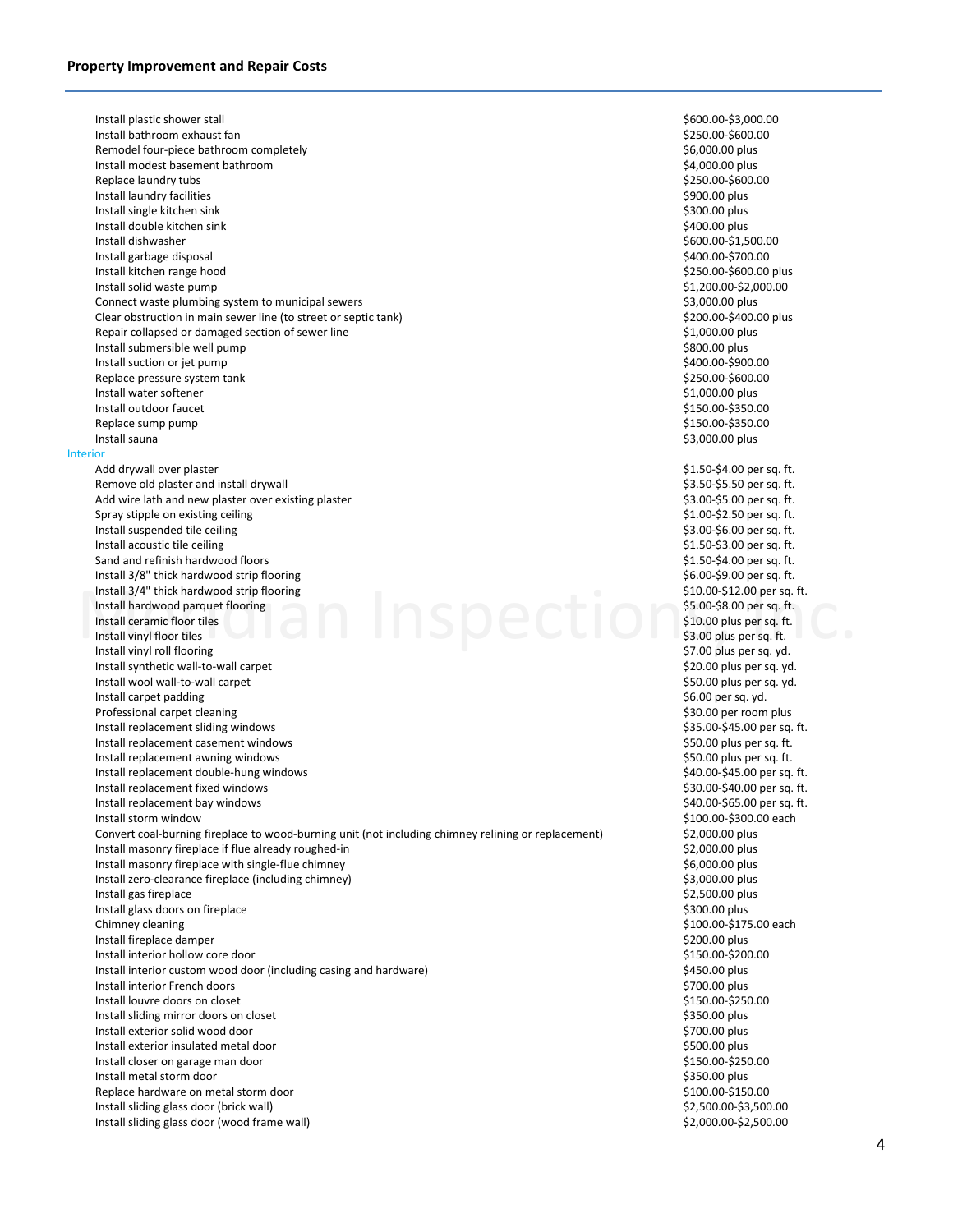| | |
|---|---|
| Install plastic shower stall | $600.00-$3,000.00 |
| Install bathroom exhaust fan | $250.00-$600.00 |
| Remodel four-piece bathroom completely | $6,000.00 plus |
| Install modest basement bathroom | $4,000.00 plus |
| Replace laundry tubs | $250.00-$600.00 |
| Install laundry facilities | $900.00 plus |
| Install single kitchen sink | $300.00 plus |
| Install double kitchen sink | $400.00 plus |
| Install dishwasher | $600.00-$1,500.00 |
| Install garbage disposal | $400.00-$700.00 |
| Install kitchen range hood | $250.00-$600.00 plus |
| Install solid waste pump | $1,200.00-$2,000.00 |
| Connect waste plumbing system to municipal sewers | $3,000.00 plus |
| Clear obstruction in main sewer line (to street or septic tank) | $200.00-$400.00 plus |
| Repair collapsed or damaged section of sewer line | $1,000.00 plus |
| Install submersible well pump | $800.00 plus |
| Install suction or jet pump | $400.00-$900.00 |
| Replace pressure system tank | $250.00-$600.00 |
| Install water softener | $1,000.00 plus |
| Install outdoor faucet | $150.00-$350.00 |
| Replace sump pump | $150.00-$350.00 |
| Install sauna | $3,000.00 plus |

### Interior

| | |
|---|---|
| Add drywall over plaster | $1.50-$4.00 per sq. ft. |
| Remove old plaster and install drywall | $3.50-$5.50 per sq. ft. |
| Add wire lath and new plaster over existing plaster | $3.00-$5.00 per sq. ft. |
| Spray stipple on existing ceiling | $1.00-$2.50 per sq. ft. |
| Install suspended tile ceiling | $3.00-$6.00 per sq. ft. |
| Install acoustic tile ceiling | $1.50-$3.00 per sq. ft. |
| Sand and refinish hardwood floors | $1.50-$4.00 per sq. ft. |
| Install 3/8" thick hardwood strip flooring | $6.00-$9.00 per sq. ft. |
| Install 3/4" thick hardwood strip flooring | $10.00-$12.00 per sq. ft. |
| Install hardwood parquet flooring | $5.00-$8.00 per sq. ft. |
| Install ceramic floor tiles | $10.00 plus per sq. ft. |
| Install vinyl floor tiles | $3.00 plus per sq. ft. |
| Install vinyl roll flooring | $7.00 plus per sq. yd. |
| Install synthetic wall-to-wall carpet | $20.00 plus per sq. yd. |
| Install wool wall-to-wall carpet | $50.00 plus per sq. yd. |
| Install carpet padding | $6.00 per sq. yd. |
| Professional carpet cleaning | $30.00 per room plus |
| Install replacement sliding windows | $35.00-$45.00 per sq. ft. |
| Install replacement casement windows | $50.00 plus per sq. ft. |
| Install replacement awning windows | $50.00 plus per sq. ft. |
| Install replacement double-hung windows | $40.00-$45.00 per sq. ft. |
| Install replacement fixed windows | $30.00-$40.00 per sq. ft. |
| Install replacement bay windows | $40.00-$65.00 per sq. ft. |
| Install storm window | $100.00-$300.00 each |
| Convert coal-burning fireplace to wood-burning unit (not including chimney relining or replacement) | $2,000.00 plus |
| Install masonry fireplace if flue already roughed-in | $2,000.00 plus |
| Install masonry fireplace with single-flue chimney | $6,000.00 plus |
| Install zero-clearance fireplace (including chimney) | $3,000.00 plus |
| Install gas fireplace | $2,500.00 plus |
| Install glass doors on fireplace | $300.00 plus |
| Chimney cleaning | $100.00-$175.00 each |
| Install fireplace damper | $200.00 plus |
| Install interior hollow core door | $150.00-$200.00 |
| Install interior custom wood door (including casing and hardware) | $450.00 plus |
| Install interior French doors | $700.00 plus |
| Install louvre doors on closet | $150.00-$250.00 |
| Install sliding mirror doors on closet | $350.00 plus |
| Install exterior solid wood door | $700.00 plus |
| Install exterior insulated metal door | $500.00 plus |
| Install closer on garage man door | $150.00-$250.00 |
| Install metal storm door | $350.00 plus |
| Replace hardware on metal storm door | $100.00-$150.00 |
| Install sliding glass door (brick wall) | $2,500.00-$3,500.00 |
| Install sliding glass door (wood frame wall) | $2,000.00-$2,500.00 |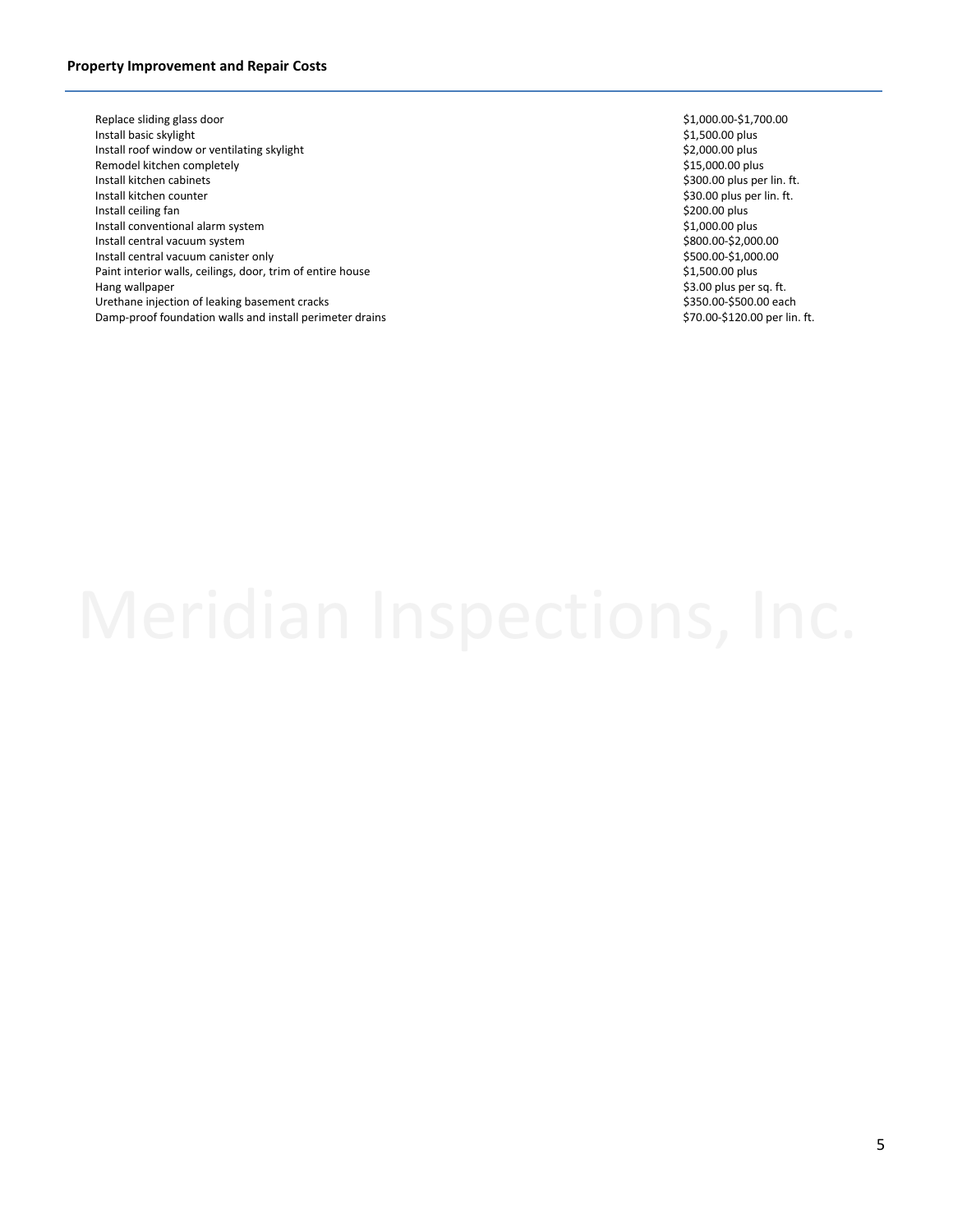**Property Improvement and Repair Costs**

| | |
|---|---|
| Replace sliding glass door | $1,000.00-$1,700.00 |
| Install basic skylight | $1,500.00 plus |
| Install roof window or ventilating skylight | $2,000.00 plus |
| Remodel kitchen completely | $15,000.00 plus |
| Install kitchen cabinets | $300.00 plus per lin. ft. |
| Install kitchen counter | $30.00 plus per lin. ft. |
| Install ceiling fan | $200.00 plus |
| Install conventional alarm system | $1,000.00 plus |
| Install central vacuum system | $800.00-$2,000.00 |
| Install central vacuum canister only | $500.00-$1,000.00 |
| Paint interior walls, ceilings, door, trim of entire house | $1,500.00 plus |
| Hang wallpaper | $3.00 plus per sq. ft. |
| Urethane injection of leaking basement cracks | $350.00-$500.00 each |
| Damp-proof foundation walls and install perimeter drains | $70.00-$120.00 per lin. ft. |